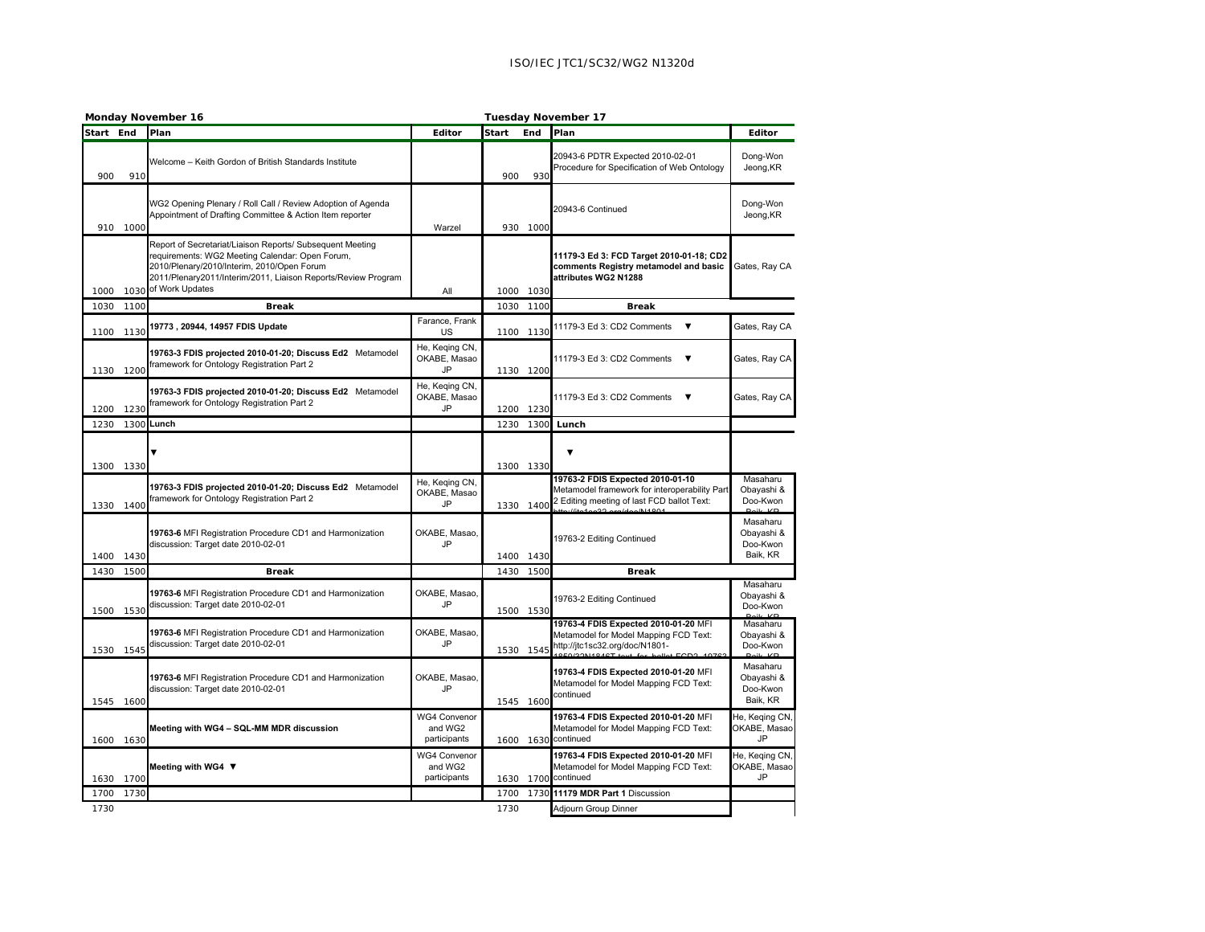ISO/IEC JTC1/SC32/WG2 N1320d

**Monday November 16**

| Start | End | Plan | Editor |
|---|---|---|---|
| 900 | 910 | Welcome – Keith Gordon of British Standards Institute | |
| 910 | 1000 | WG2 Opening Plenary / Roll Call / Review Adoption of Agenda Appointment of Drafting Committee & Action Item reporter | Warzel |
| 1000 | 1030 | Report of Secretariat/Liaison Reports/ Subsequent Meeting requirements: WG2 Meeting Calendar: Open Forum, 2010/Plenary/2010/Interim, 2010/Open Forum 2011/Plenary2011/Interim/2011, Liaison Reports/Review Program of Work Updates | All |
| 1030 | 1100 | **Break** | |
| 1100 | 1130 | **19773 , 20944, 14957 FDIS Update** | Farance, Frank US |
| 1130 | 1200 | **19763-3 FDIS projected 2010-01-20; Discuss Ed2** Metamodel framework for Ontology Registration Part 2 | He, Keqing CN, OKABE, Masao JP |
| 1200 | 1230 | **19763-3 FDIS projected 2010-01-20; Discuss Ed2** Metamodel framework for Ontology Registration Part 2 | He, Keqing CN, OKABE, Masao JP |
| 1230 | 1300 | **Lunch** | |
| 1300 | 1330 | ▼ | |
| 1330 | 1400 | **19763-3 FDIS projected 2010-01-20; Discuss Ed2** Metamodel framework for Ontology Registration Part 2 | He, Keqing CN, OKABE, Masao JP |
| 1400 | 1430 | **19763-6** MFI Registration Procedure CD1 and Harmonization discussion: Target date 2010-02-01 | OKABE, Masao, JP |
| 1430 | 1500 | **Break** | |
| 1500 | 1530 | **19763-6** MFI Registration Procedure CD1 and Harmonization discussion: Target date 2010-02-01 | OKABE, Masao, JP |
| 1530 | 1545 | **19763-6** MFI Registration Procedure CD1 and Harmonization discussion: Target date 2010-02-01 | OKABE, Masao, JP |
| 1545 | 1600 | **19763-6** MFI Registration Procedure CD1 and Harmonization discussion: Target date 2010-02-01 | OKABE, Masao, JP |
| 1600 | 1630 | **Meeting with WG4 – SQL-MM MDR discussion** | WG4 Convenor and WG2 participants |
| 1630 | 1700 | **Meeting with WG4** ▼ | WG4 Convenor and WG2 participants |
| 1700 | 1730 | | |
| 1730 | | | |

**Tuesday November 17**

| Start | End | Plan | Editor |
|---|---|---|---|
| 900 | 930 | 20943-6 PDTR Expected 2010-02-01 Procedure for Specification of Web Ontology | Dong-Won Jeong,KR |
| 930 | 1000 | 20943-6 Continued | Dong-Won Jeong,KR |
| 1000 | 1030 | **11179-3 Ed 3: FCD Target 2010-01-18; CD2 comments Registry metamodel and basic attributes WG2 N1288** | Gates, Ray CA |
| 1030 | 1100 | **Break** | |
| 1100 | 1130 | 11179-3 Ed 3: CD2 Comments ▼ | Gates, Ray CA |
| 1130 | 1200 | 11179-3 Ed 3: CD2 Comments ▼ | Gates, Ray CA |
| 1200 | 1230 | 11179-3 Ed 3: CD2 Comments ▼ | Gates, Ray CA |
| 1230 | 1300 | **Lunch** | |
| 1300 | 1330 | ▼ | |
| 1330 | 1400 | **19763-2 FDIS Expected 2010-01-10** Metamodel framework for interoperability Part 2 Editing meeting of last FCD ballot Text: http://jtc1sc32.org/doc/N1801- | Masaharu Obayashi & Doo-Kwon Baik, KR |
| 1400 | 1430 | 19763-2 Editing Continued | Masaharu Obayashi & Doo-Kwon Baik, KR |
| 1430 | 1500 | **Break** | |
| 1500 | 1530 | 19763-2 Editing Continued | Masaharu Obayashi & Doo-Kwon Baik, KR |
| 1530 | 1545 | **19763-4 FDIS Expected 2010-01-20** MFI Metamodel for Model Mapping FCD Text: http://jtc1sc32.org/doc/N1801-1850/32N1846T-text_for_ballot-FCD2_19763 | Masaharu Obayashi & Doo-Kwon Baik, KR |
| 1545 | 1600 | **19763-4 FDIS Expected 2010-01-20** MFI Metamodel for Model Mapping FCD Text: continued | Masaharu Obayashi & Doo-Kwon Baik, KR |
| 1600 | 1630 | **19763-4 FDIS Expected 2010-01-20** MFI Metamodel for Model Mapping FCD Text: continued | He, Keqing CN, OKABE, Masao JP |
| 1630 | 1700 | **19763-4 FDIS Expected 2010-01-20** MFI Metamodel for Model Mapping FCD Text: continued | He, Keqing CN, OKABE, Masao JP |
| 1700 | 1730 | **11179 MDR Part 1** Discussion | |
| 1730 | | Adjourn Group Dinner | |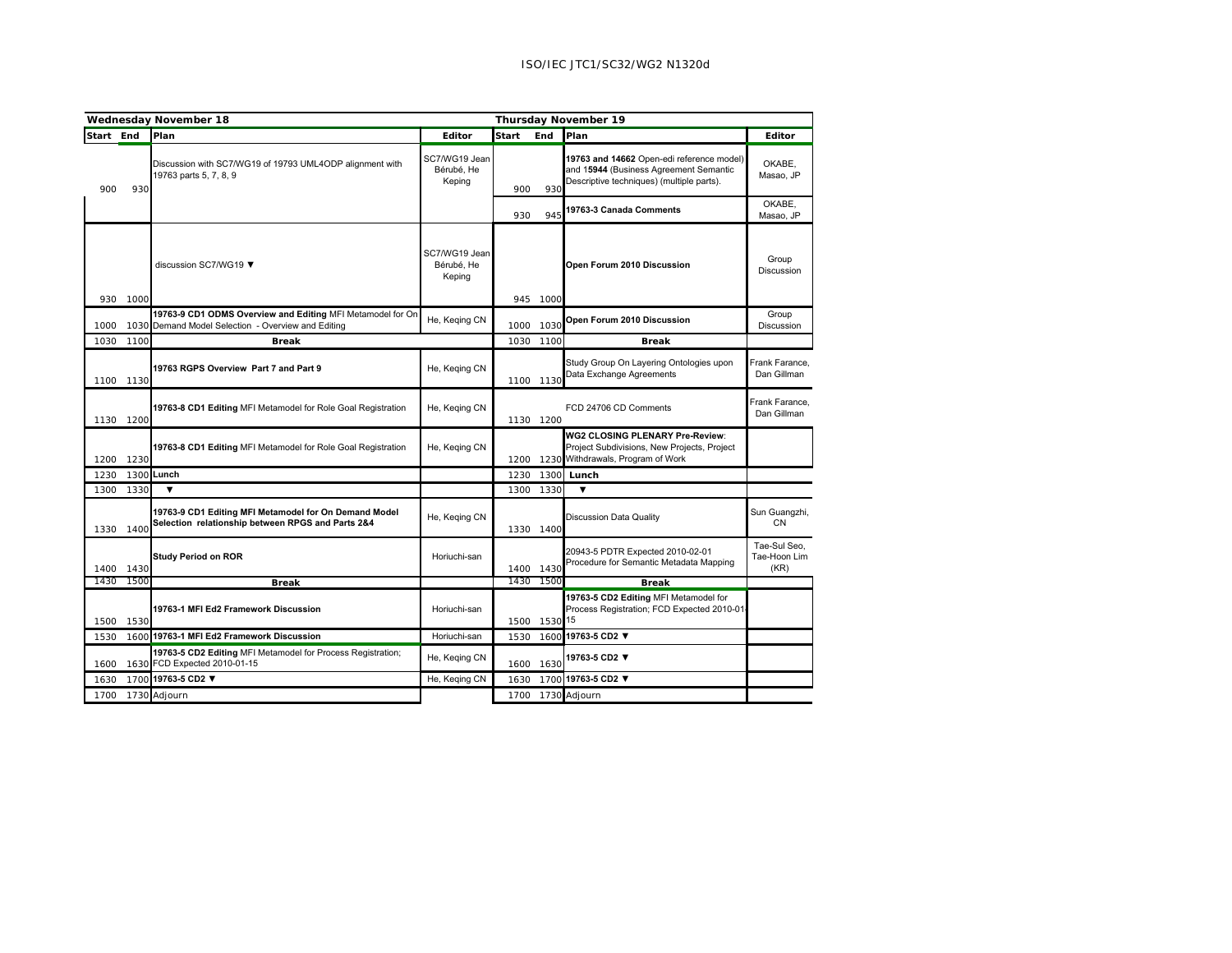| Wednesday November 18 | | | | Thursday November 19 | | | |
|---|---|---|---|---|---|---|---|
| Start | End | Plan | Editor | Start | End | Plan | Editor |
| 900 | 930 | Discussion with SC7/WG19 of 19793 UML4ODP alignment with 19763 parts 5, 7, 8, 9 | SC7/WG19 Jean Bérubé, He Keping | 900 | 930 | **19763 and 14662** Open-edi reference model) and **15944** (Business Agreement Semantic Descriptive techniques) (multiple parts). | OKABE, Masao, JP |
| | | | | 930 | 945 | **19763-3 Canada Comments** | OKABE, Masao, JP |
| 930 | 1000 | discussion SC7/WG19 ▼ | SC7/WG19 Jean Bérubé, He Keping | 945 | 1000 | **Open Forum 2010 Discussion** | Group Discussion |
| 1000 | 1030 | **19763-9 CD1 ODMS Overview and Editing** MFI Metamodel for On Demand Model Selection - Overview and Editing | He, Keqing CN | 1000 | 1030 | **Open Forum 2010 Discussion** | Group Discussion |
| 1030 | 1100 | **Break** | | 1030 | 1100 | **Break** | |
| 1100 | 1130 | **19763 RGPS Overview Part 7 and Part 9** | He, Keqing CN | 1100 | 1130 | Study Group On Layering Ontologies upon Data Exchange Agreements | Frank Farance, Dan Gillman |
| 1130 | 1200 | **19763-8 CD1 Editing** MFI Metamodel for Role Goal Registration | He, Keqing CN | 1130 | 1200 | FCD 24706 CD Comments | Frank Farance, Dan Gillman |
| 1200 | 1230 | **19763-8 CD1 Editing** MFI Metamodel for Role Goal Registration | He, Keqing CN | 1200 | 1230 | **WG2 CLOSING PLENARY Pre-Review**: Project Subdivisions, New Projects, Project Withdrawals, Program of Work | |
| 1230 | 1300 | **Lunch** | | 1230 | 1300 | **Lunch** | |
| 1300 | 1330 | ▼ | | 1300 | 1330 | ▼ | |
| 1330 | 1400 | **19763-9 CD1 Editing MFI Metamodel for On Demand Model Selection relationship between RPGS and Parts 2&4** | He, Keqing CN | 1330 | 1400 | Discussion Data Quality | Sun Guangzhi, CN |
| 1400 | 1430 | **Study Period on ROR** | Horiuchi-san | 1400 | 1430 | 20943-5 PDTR Expected 2010-02-01 Procedure for Semantic Metadata Mapping | Tae-Sul Seo, Tae-Hoon Lim (KR) |
| 1430 | 1500 | **Break** | | 1430 | 1500 | **Break** | |
| 1500 | 1530 | **19763-1 MFI Ed2 Framework Discussion** | Horiuchi-san | 1500 | 1530 | **19763-5 CD2 Editing** MFI Metamodel for Process Registration; FCD Expected 2010-01-15 | |
| 1530 | 1600 | **19763-1 MFI Ed2 Framework Discussion** | Horiuchi-san | 1530 | 1600 | **19763-5 CD2 ▼** | |
| 1600 | 1630 | **19763-5 CD2 Editing** MFI Metamodel for Process Registration; FCD Expected 2010-01-15 | He, Keqing CN | 1600 | 1630 | **19763-5 CD2 ▼** | |
| 1630 | 1700 | **19763-5 CD2 ▼** | He, Keqing CN | 1630 | 1700 | **19763-5 CD2 ▼** | |
| 1700 | 1730 | Adjourn | | 1700 | 1730 | Adjourn | |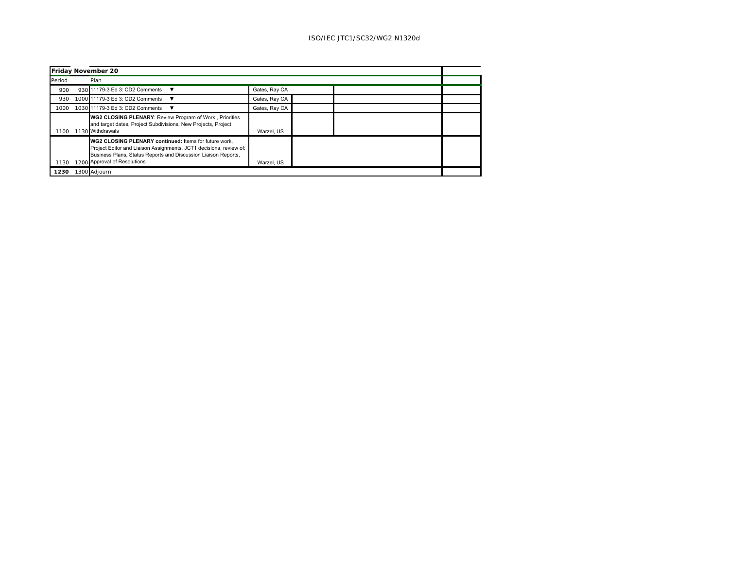| Friday November 20 | | | | | | |
|---|---|---|---|---|---|---|
| Period | | Plan | | | | |
| 900 | 930 | 11179-3 Ed 3: CD2 Comments ▼ | Gates, Ray CA | | | |
| 930 | 1000 | 11179-3 Ed 3: CD2 Comments ▼ | Gates, Ray CA | | | |
| 1000 | 1030 | 11179-3 Ed 3: CD2 Comments ▼ | Gates, Ray CA | | | |
| 1100 | 1130 | **WG2 CLOSING PLENARY**: Review Program of Work , Priorities and target dates, Project Subdivisions, New Projects, Project Withdrawals | Warzel, US | | | |
| 1130 | 1200 | **WG2 CLOSING PLENARY continued:** Items for future work, Project Editor and Liaison Assignments, JCT1 decisions, review of: Business Plans, Status Reports and Discussion Liaison Reports, Approval of Resolutions | Warzel, US | | | |
| **1230** | 1300 | Adjourn | | | | |